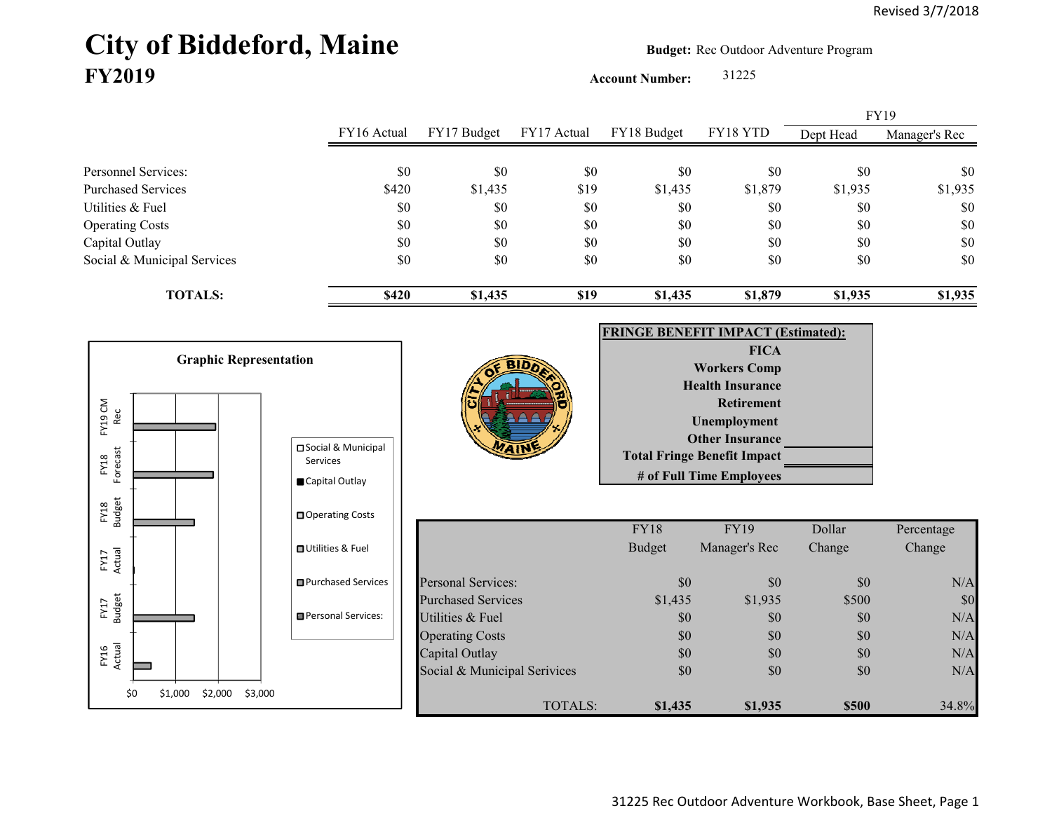Revised 3/7/2018

# City of Biddeford, Maine
## FY2019

**Budget:** Rec Outdoor Adventure Program

**Account Number:** 31225

| | FY16 Actual | FY17 Budget | FY17 Actual | FY18 Budget | FY18 YTD | FY19 Dept Head | FY19 Manager's Rec |
|---|---|---|---|---|---|---|---|
| Personnel Services: | $0 | $0 | $0 | $0 | $0 | $0 | $0 |
| Purchased Services | $420 | $1,435 | $19 | $1,435 | $1,879 | $1,935 | $1,935 |
| Utilities & Fuel | $0 | $0 | $0 | $0 | $0 | $0 | $0 |
| Operating Costs | $0 | $0 | $0 | $0 | $0 | $0 | $0 |
| Capital Outlay | $0 | $0 | $0 | $0 | $0 | $0 | $0 |
| Social & Municipal Services | $0 | $0 | $0 | $0 | $0 | $0 | $0 |
| **TOTALS:** | **$420** | **$1,435** | **$19** | **$1,435** | **$1,879** | **$1,935** | **$1,935** |

**Graphic Representation**

Categories: FY19 CM Rec, FY18 Forecast, FY18 Budget, FY17 Actual, FY17 Budget, FY16 Actual

Axis: $0, $1,000, $2,000, $3,000

Legend: Social & Municipal Services; Capital Outlay; Operating Costs; Utilities & Fuel; Purchased Services; Personal Services:

**FRINGE BENEFIT IMPACT (Estimated):**

| | |
|---|---|
| FICA | |
| Workers Comp | |
| Health Insurance | |
| Retirement | |
| Unemployment | |
| Other Insurance | |
| Total Fringe Benefit Impact | |
| # of Full Time Employees | |

| | FY18 Budget | FY19 Manager's Rec | Dollar Change | Percentage Change |
|---|---|---|---|---|
| Personal Services: | $0 | $0 | $0 | N/A |
| Purchased Services | $1,435 | $1,935 | $500 | $0 |
| Utilities & Fuel | $0 | $0 | $0 | N/A |
| Operating Costs | $0 | $0 | $0 | N/A |
| Capital Outlay | $0 | $0 | $0 | N/A |
| Social & Municipal Services | $0 | $0 | $0 | N/A |
| TOTALS: | **$1,435** | **$1,935** | **$500** | 34.8% |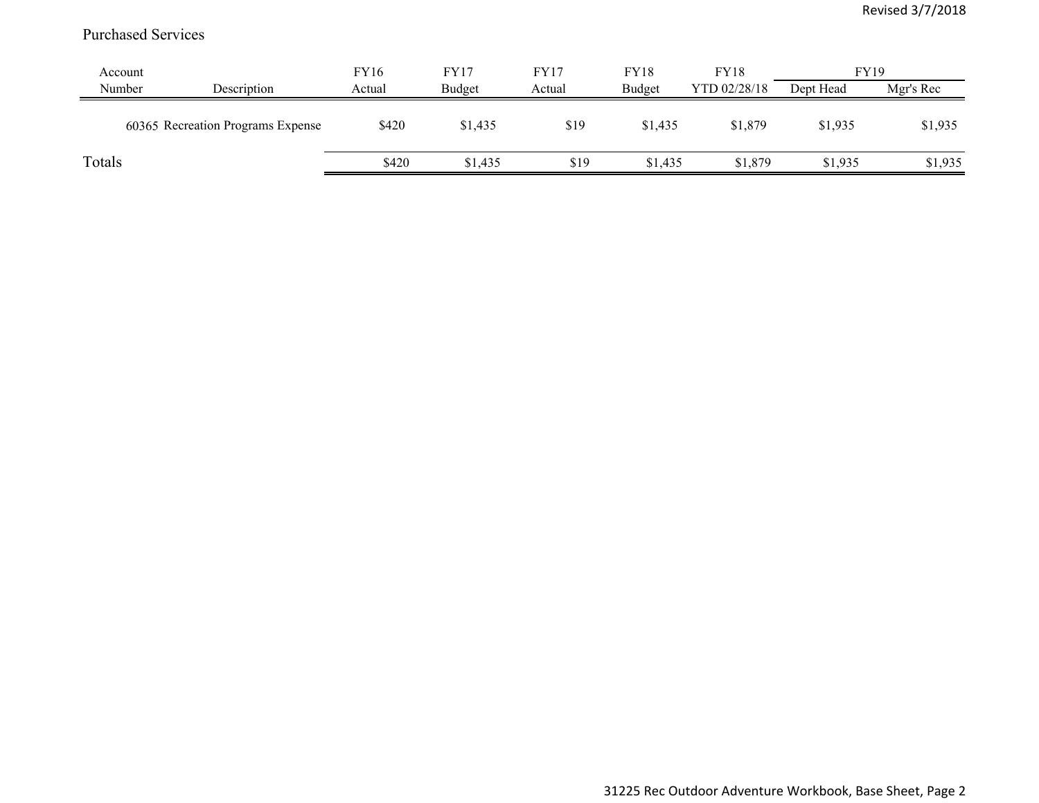Purchased Services

| Account Number | Description | FY16 Actual | FY17 Budget | FY17 Actual | FY18 Budget | FY18 YTD 02/28/18 | FY19 Dept Head | FY19 Mgr's Rec |
|---|---|---|---|---|---|---|---|---|
| 60365 | Recreation Programs Expense | $420 | $1,435 | $19 | $1,435 | $1,879 | $1,935 | $1,935 |
| Totals | | $420 | $1,435 | $19 | $1,435 | $1,879 | $1,935 | $1,935 |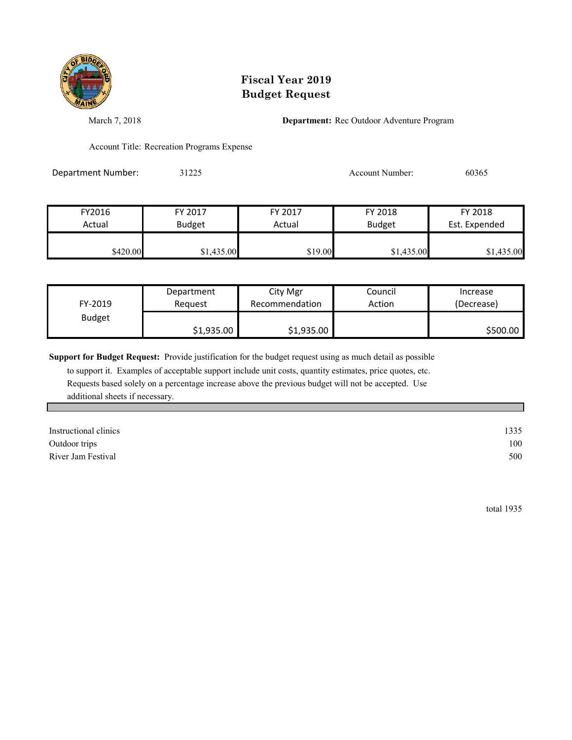# Fiscal Year 2019
# Budget Request

March 7, 2018

**Department:** Rec Outdoor Adventure Program

Account Title: Recreation Programs Expense

Department Number: 31225

Account Number: 60365

| FY2016 Actual | FY 2017 Budget | FY 2017 Actual | FY 2018 Budget | FY 2018 Est. Expended |
|---|---|---|---|---|
| $420.00 | $1,435.00 | $19.00 | $1,435.00 | $1,435.00 |

| FY-2019 Budget | Department Request | City Mgr Recommendation | Council Action | Increase (Decrease) |
|---|---|---|---|---|
| | $1,935.00 | $1,935.00 | | $500.00 |

**Support for Budget Request:** Provide justification for the budget request using as much detail as possible to support it. Examples of acceptable support include unit costs, quantity estimates, price quotes, etc. Requests based solely on a percentage increase above the previous budget will not be accepted. Use additional sheets if necessary.

| | |
|---|---|
| Instructional clinics | 1335 |
| Outdoor trips | 100 |
| River Jam Festival | 500 |

total 1935